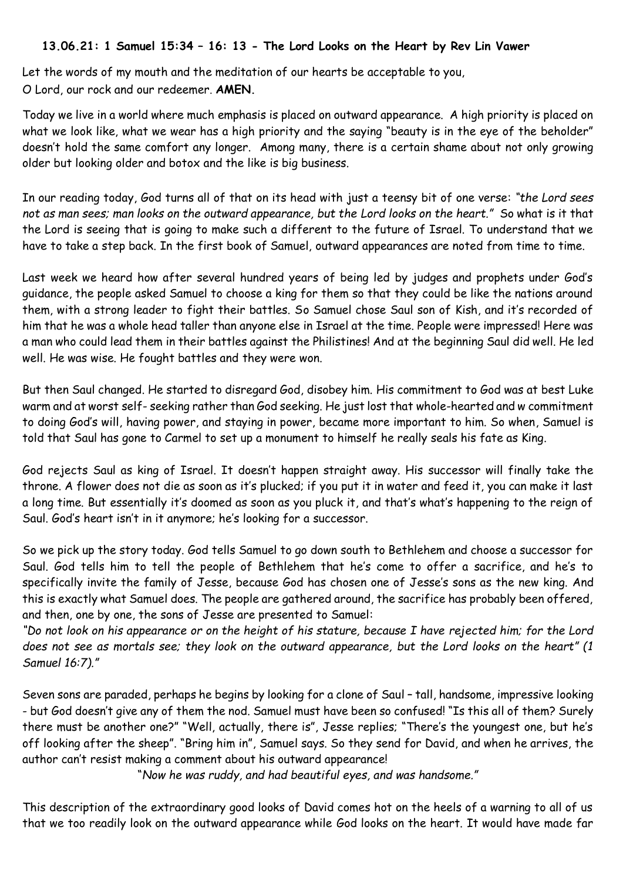**13.06.21: 1 Samuel 15:34 – 16: 13 - The Lord Looks on the Heart by Rev Lin Vawer**

Let the words of my mouth and the meditation of our hearts be acceptable to you,
O Lord, our rock and our redeemer. **AMEN.**

Today we live in a world where much emphasis is placed on outward appearance. A high priority is placed on what we look like, what we wear has a high priority and the saying "beauty is in the eye of the beholder" doesn't hold the same comfort any longer. Among many, there is a certain shame about not only growing older but looking older and botox and the like is big business.

In our reading today, God turns all of that on its head with just a teensy bit of one verse: *"the Lord sees not as man sees; man looks on the outward appearance, but the Lord looks on the heart."* So what is it that the Lord is seeing that is going to make such a different to the future of Israel. To understand that we have to take a step back. In the first book of Samuel, outward appearances are noted from time to time.

Last week we heard how after several hundred years of being led by judges and prophets under God's guidance, the people asked Samuel to choose a king for them so that they could be like the nations around them, with a strong leader to fight their battles. So Samuel chose Saul son of Kish, and it's recorded of him that he was a whole head taller than anyone else in Israel at the time. People were impressed! Here was a man who could lead them in their battles against the Philistines! And at the beginning Saul did well. He led well. He was wise. He fought battles and they were won.

But then Saul changed. He started to disregard God, disobey him. His commitment to God was at best Luke warm and at worst self- seeking rather than God seeking. He just lost that whole-hearted and w commitment to doing God's will, having power, and staying in power, became more important to him. So when, Samuel is told that Saul has gone to Carmel to set up a monument to himself he really seals his fate as King.

God rejects Saul as king of Israel. It doesn't happen straight away. His successor will finally take the throne. A flower does not die as soon as it's plucked; if you put it in water and feed it, you can make it last a long time. But essentially it's doomed as soon as you pluck it, and that's what's happening to the reign of Saul. God's heart isn't in it anymore; he's looking for a successor.

So we pick up the story today. God tells Samuel to go down south to Bethlehem and choose a successor for Saul. God tells him to tell the people of Bethlehem that he's come to offer a sacrifice, and he's to specifically invite the family of Jesse, because God has chosen one of Jesse's sons as the new king. And this is exactly what Samuel does. The people are gathered around, the sacrifice has probably been offered, and then, one by one, the sons of Jesse are presented to Samuel:

*"Do not look on his appearance or on the height of his stature, because I have rejected him; for the Lord does not see as mortals see; they look on the outward appearance, but the Lord looks on the heart" (1 Samuel 16:7)."*

Seven sons are paraded, perhaps he begins by looking for a clone of Saul – tall, handsome, impressive looking - but God doesn't give any of them the nod. Samuel must have been so confused! "Is this all of them? Surely there must be another one?" "Well, actually, there is", Jesse replies; "There's the youngest one, but he's off looking after the sheep". "Bring him in", Samuel says. So they send for David, and when he arrives, the author can't resist making a comment about his outward appearance!

"*Now he was ruddy, and had beautiful eyes, and was handsome.*"

This description of the extraordinary good looks of David comes hot on the heels of a warning to all of us that we too readily look on the outward appearance while God looks on the heart. It would have made far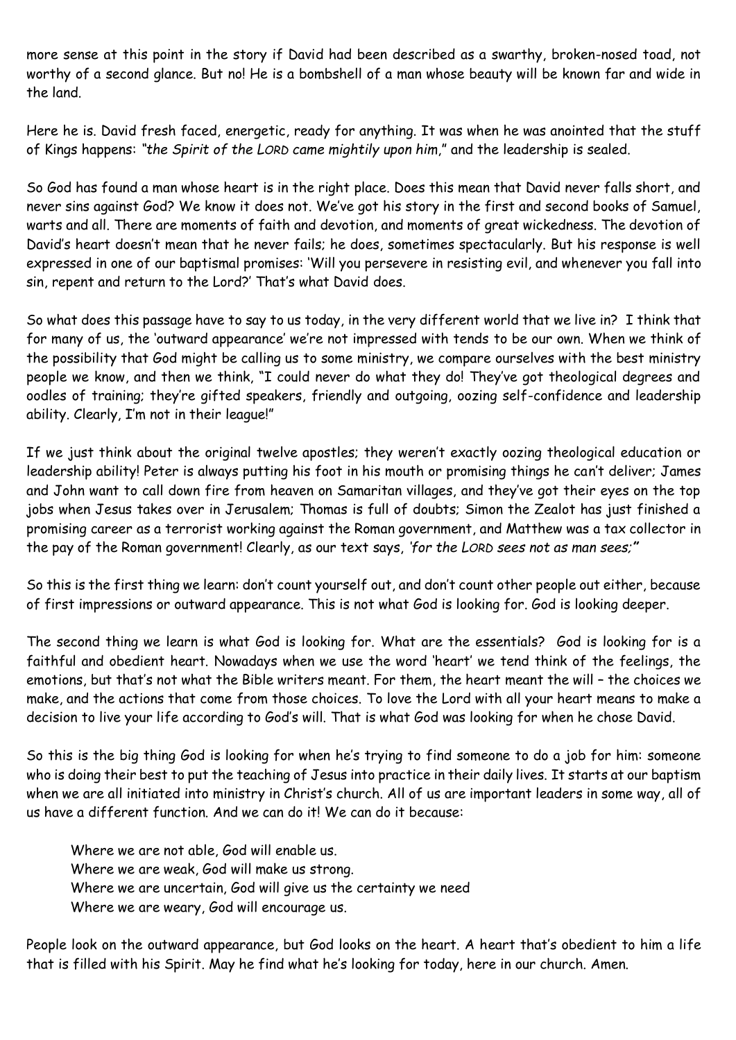more sense at this point in the story if David had been described as a swarthy, broken-nosed toad, not worthy of a second glance. But no! He is a bombshell of a man whose beauty will be known far and wide in the land.

Here he is. David fresh faced, energetic, ready for anything. It was when he was anointed that the stuff of Kings happens: *"the Spirit of the LORD came mightily upon him*," and the leadership is sealed.

So God has found a man whose heart is in the right place. Does this mean that David never falls short, and never sins against God? We know it does not. We've got his story in the first and second books of Samuel, warts and all. There are moments of faith and devotion, and moments of great wickedness. The devotion of David's heart doesn't mean that he never fails; he does, sometimes spectacularly. But his response is well expressed in one of our baptismal promises: 'Will you persevere in resisting evil, and whenever you fall into sin, repent and return to the Lord?' That's what David does.

So what does this passage have to say to us today, in the very different world that we live in? I think that for many of us, the 'outward appearance' we're not impressed with tends to be our own. When we think of the possibility that God might be calling us to some ministry, we compare ourselves with the best ministry people we know, and then we think, "I could never do what they do! They've got theological degrees and oodles of training; they're gifted speakers, friendly and outgoing, oozing self-confidence and leadership ability. Clearly, I'm not in their league!"

If we just think about the original twelve apostles; they weren't exactly oozing theological education or leadership ability! Peter is always putting his foot in his mouth or promising things he can't deliver; James and John want to call down fire from heaven on Samaritan villages, and they've got their eyes on the top jobs when Jesus takes over in Jerusalem; Thomas is full of doubts; Simon the Zealot has just finished a promising career as a terrorist working against the Roman government, and Matthew was a tax collector in the pay of the Roman government! Clearly, as our text says, *'for the LORD sees not as man sees;'*"

So this is the first thing we learn: don't count yourself out, and don't count other people out either, because of first impressions or outward appearance. This is not what God is looking for. God is looking deeper.

The second thing we learn is what God is looking for. What are the essentials? God is looking for is a faithful and obedient heart. Nowadays when we use the word 'heart' we tend think of the feelings, the emotions, but that's not what the Bible writers meant. For them, the heart meant the will – the choices we make, and the actions that come from those choices. To love the Lord with all your heart means to make a decision to live your life according to God's will. That is what God was looking for when he chose David.

So this is the big thing God is looking for when he's trying to find someone to do a job for him: someone who is doing their best to put the teaching of Jesus into practice in their daily lives. It starts at our baptism when we are all initiated into ministry in Christ's church. All of us are important leaders in some way, all of us have a different function. And we can do it! We can do it because:

> Where we are not able, God will enable us.
> Where we are weak, God will make us strong.
> Where we are uncertain, God will give us the certainty we need
> Where we are weary, God will encourage us.

People look on the outward appearance, but God looks on the heart. A heart that's obedient to him a life that is filled with his Spirit. May he find what he's looking for today, here in our church. Amen.